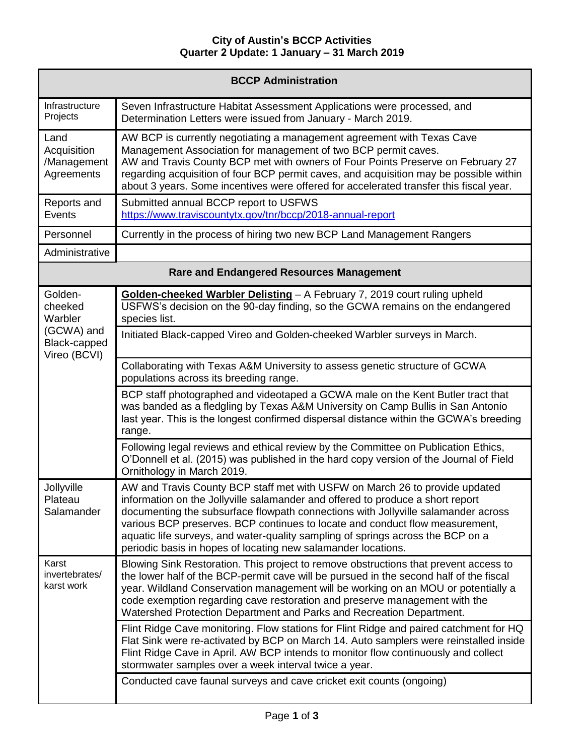**City of Austin's BCCP Activities**
**Quarter 2 Update: 1 January – 31 March 2019**

| **BCCP Administration** | |
|---|---|
| Infrastructure Projects | Seven Infrastructure Habitat Assessment Applications were processed, and Determination Letters were issued from January - March 2019. |
| Land Acquisition /Management Agreements | AW BCP is currently negotiating a management agreement with Texas Cave Management Association for management of two BCP permit caves. AW and Travis County BCP met with owners of Four Points Preserve on February 27 regarding acquisition of four BCP permit caves, and acquisition may be possible within about 3 years. Some incentives were offered for accelerated transfer this fiscal year. |
| Reports and Events | Submitted annual BCCP report to USFWS https://www.traviscountytx.gov/tnr/bccp/2018-annual-report |
| Personnel | Currently in the process of hiring two new BCP Land Management Rangers |
| Administrative | |
| **Rare and Endangered Resources Management** | |
| Golden-cheeked Warbler (GCWA) and Black-capped Vireo (BCVI) | **Golden-cheeked Warbler Delisting** – A February 7, 2019 court ruling upheld USFWS's decision on the 90-day finding, so the GCWA remains on the endangered species list. |
| | Initiated Black-capped Vireo and Golden-cheeked Warbler surveys in March. |
| | Collaborating with Texas A&M University to assess genetic structure of GCWA populations across its breeding range. |
| | BCP staff photographed and videotaped a GCWA male on the Kent Butler tract that was banded as a fledgling by Texas A&M University on Camp Bullis in San Antonio last year. This is the longest confirmed dispersal distance within the GCWA's breeding range. |
| | Following legal reviews and ethical review by the Committee on Publication Ethics, O'Donnell et al. (2015) was published in the hard copy version of the Journal of Field Ornithology in March 2019. |
| Jollyville Plateau Salamander | AW and Travis County BCP staff met with USFW on March 26 to provide updated information on the Jollyville salamander and offered to produce a short report documenting the subsurface flowpath connections with Jollyville salamander across various BCP preserves. BCP continues to locate and conduct flow measurement, aquatic life surveys, and water-quality sampling of springs across the BCP on a periodic basis in hopes of locating new salamander locations. |
| Karst invertebrates/ karst work | Blowing Sink Restoration. This project to remove obstructions that prevent access to the lower half of the BCP-permit cave will be pursued in the second half of the fiscal year. Wildland Conservation management will be working on an MOU or potentially a code exemption regarding cave restoration and preserve management with the Watershed Protection Department and Parks and Recreation Department. |
| | Flint Ridge Cave monitoring. Flow stations for Flint Ridge and paired catchment for HQ Flat Sink were re-activated by BCP on March 14. Auto samplers were reinstalled inside Flint Ridge Cave in April. AW BCP intends to monitor flow continuously and collect stormwater samples over a week interval twice a year. |
| | Conducted cave faunal surveys and cave cricket exit counts (ongoing) |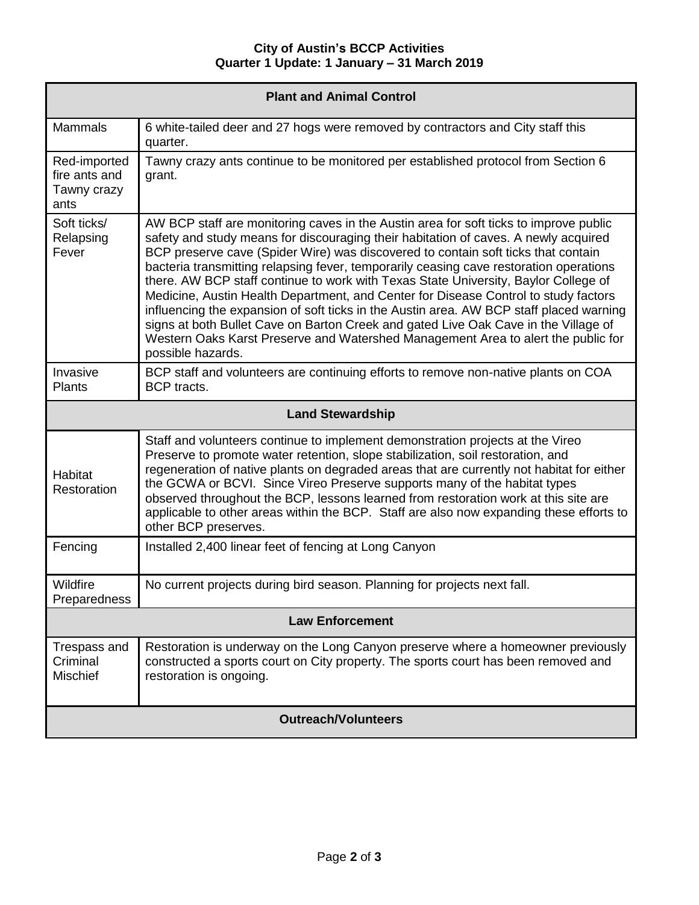**City of Austin's BCCP Activities**
**Quarter 1 Update: 1 January – 31 March 2019**

| **Plant and Animal Control** | |
|---|---|
| Mammals | 6 white-tailed deer and 27 hogs were removed by contractors and City staff this quarter. |
| Red-imported fire ants and Tawny crazy ants | Tawny crazy ants continue to be monitored per established protocol from Section 6 grant. |
| Soft ticks/ Relapsing Fever | AW BCP staff are monitoring caves in the Austin area for soft ticks to improve public safety and study means for discouraging their habitation of caves. A newly acquired BCP preserve cave (Spider Wire) was discovered to contain soft ticks that contain bacteria transmitting relapsing fever, temporarily ceasing cave restoration operations there. AW BCP staff continue to work with Texas State University, Baylor College of Medicine, Austin Health Department, and Center for Disease Control to study factors influencing the expansion of soft ticks in the Austin area. AW BCP staff placed warning signs at both Bullet Cave on Barton Creek and gated Live Oak Cave in the Village of Western Oaks Karst Preserve and Watershed Management Area to alert the public for possible hazards. |
| Invasive Plants | BCP staff and volunteers are continuing efforts to remove non-native plants on COA BCP tracts. |
| **Land Stewardship** | |
| Habitat Restoration | Staff and volunteers continue to implement demonstration projects at the Vireo Preserve to promote water retention, slope stabilization, soil restoration, and regeneration of native plants on degraded areas that are currently not habitat for either the GCWA or BCVI. Since Vireo Preserve supports many of the habitat types observed throughout the BCP, lessons learned from restoration work at this site are applicable to other areas within the BCP. Staff are also now expanding these efforts to other BCP preserves. |
| Fencing | Installed 2,400 linear feet of fencing at Long Canyon |
| Wildfire Preparedness | No current projects during bird season. Planning for projects next fall. |
| **Law Enforcement** | |
| Trespass and Criminal Mischief | Restoration is underway on the Long Canyon preserve where a homeowner previously constructed a sports court on City property. The sports court has been removed and restoration is ongoing. |
| **Outreach/Volunteers** | |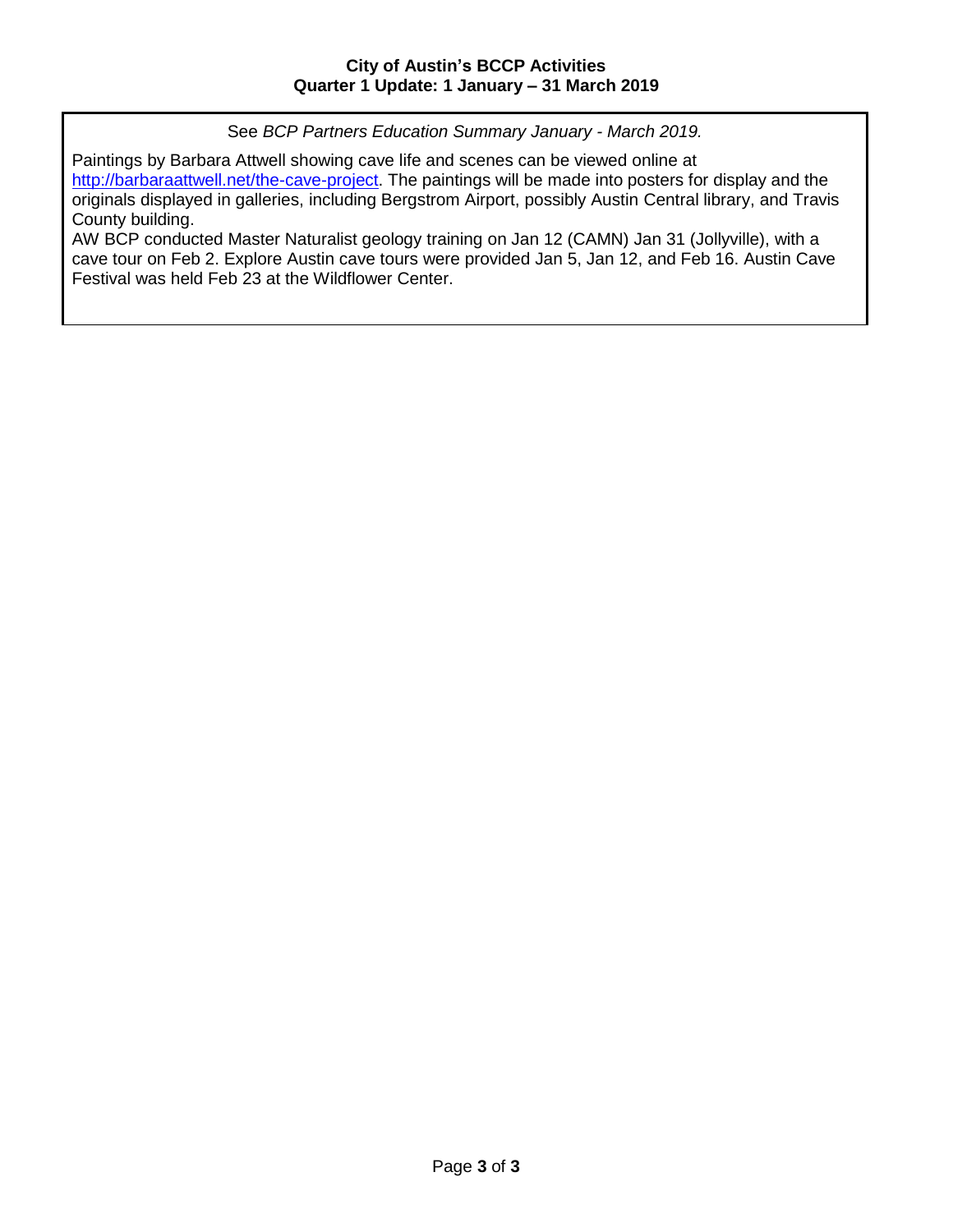See *BCP Partners Education Summary January - March 2019.*

Paintings by Barbara Attwell showing cave life and scenes can be viewed online at [http://barbaraattwell.net/the-cave-project](http://barbaraattwell.net/the-cave-project). The paintings will be made into posters for display and the originals displayed in galleries, including Bergstrom Airport, possibly Austin Central library, and Travis County building.

AW BCP conducted Master Naturalist geology training on Jan 12 (CAMN) Jan 31 (Jollyville), with a cave tour on Feb 2. Explore Austin cave tours were provided Jan 5, Jan 12, and Feb 16. Austin Cave Festival was held Feb 23 at the Wildflower Center.